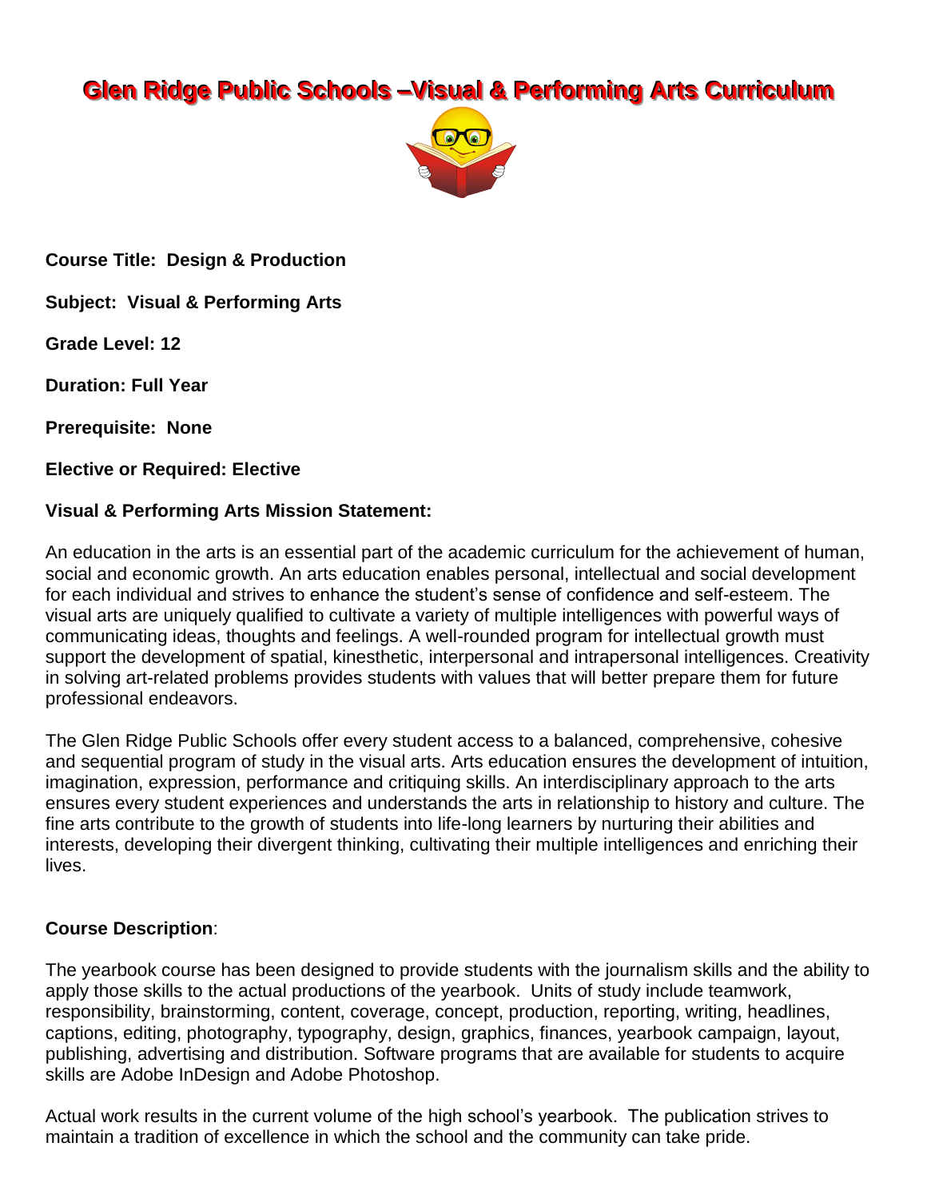# Glen Ridge Public Schools –Visual & Performing Arts Curriculum

**Course Title: Design & Production**

**Subject: Visual & Performing Arts**

**Grade Level: 12**

**Duration: Full Year**

**Prerequisite: None**

**Elective or Required: Elective**

**Visual & Performing Arts Mission Statement:**

An education in the arts is an essential part of the academic curriculum for the achievement of human, social and economic growth. An arts education enables personal, intellectual and social development for each individual and strives to enhance the student's sense of confidence and self-esteem. The visual arts are uniquely qualified to cultivate a variety of multiple intelligences with powerful ways of communicating ideas, thoughts and feelings. A well-rounded program for intellectual growth must support the development of spatial, kinesthetic, interpersonal and intrapersonal intelligences. Creativity in solving art-related problems provides students with values that will better prepare them for future professional endeavors.

The Glen Ridge Public Schools offer every student access to a balanced, comprehensive, cohesive and sequential program of study in the visual arts. Arts education ensures the development of intuition, imagination, expression, performance and critiquing skills. An interdisciplinary approach to the arts ensures every student experiences and understands the arts in relationship to history and culture. The fine arts contribute to the growth of students into life-long learners by nurturing their abilities and interests, developing their divergent thinking, cultivating their multiple intelligences and enriching their lives.

**Course Description**:

The yearbook course has been designed to provide students with the journalism skills and the ability to apply those skills to the actual productions of the yearbook. Units of study include teamwork, responsibility, brainstorming, content, coverage, concept, production, reporting, writing, headlines, captions, editing, photography, typography, design, graphics, finances, yearbook campaign, layout, publishing, advertising and distribution. Software programs that are available for students to acquire skills are Adobe InDesign and Adobe Photoshop.

Actual work results in the current volume of the high school's yearbook. The publication strives to maintain a tradition of excellence in which the school and the community can take pride.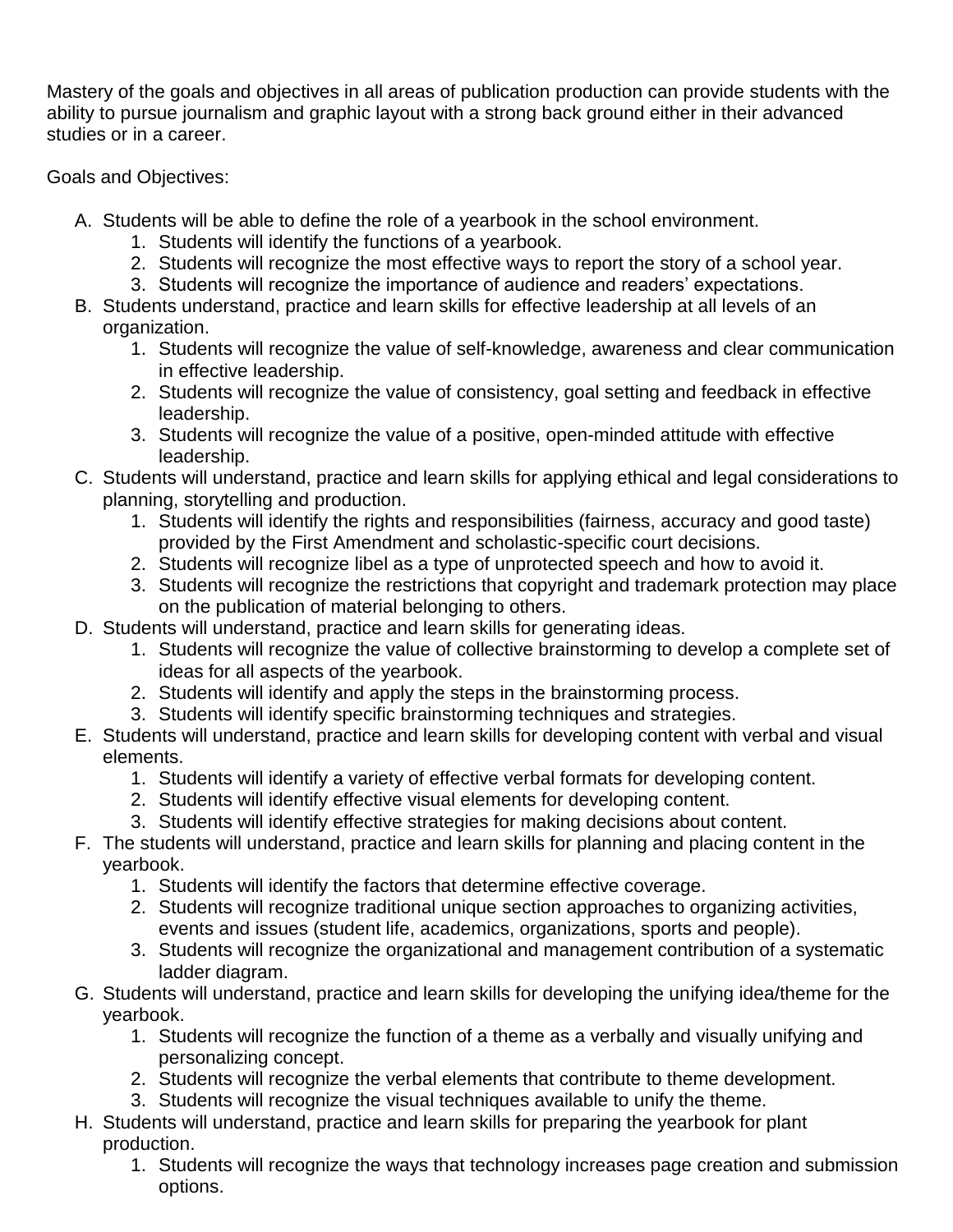Mastery of the goals and objectives in all areas of publication production can provide students with the ability to pursue journalism and graphic layout with a strong back ground either in their advanced studies or in a career.

Goals and Objectives:

A. Students will be able to define the role of a yearbook in the school environment.
    1. Students will identify the functions of a yearbook.
    2. Students will recognize the most effective ways to report the story of a school year.
    3. Students will recognize the importance of audience and readers' expectations.
B. Students understand, practice and learn skills for effective leadership at all levels of an organization.
    1. Students will recognize the value of self-knowledge, awareness and clear communication in effective leadership.
    2. Students will recognize the value of consistency, goal setting and feedback in effective leadership.
    3. Students will recognize the value of a positive, open-minded attitude with effective leadership.
C. Students will understand, practice and learn skills for applying ethical and legal considerations to planning, storytelling and production.
    1. Students will identify the rights and responsibilities (fairness, accuracy and good taste) provided by the First Amendment and scholastic-specific court decisions.
    2. Students will recognize libel as a type of unprotected speech and how to avoid it.
    3. Students will recognize the restrictions that copyright and trademark protection may place on the publication of material belonging to others.
D. Students will understand, practice and learn skills for generating ideas.
    1. Students will recognize the value of collective brainstorming to develop a complete set of ideas for all aspects of the yearbook.
    2. Students will identify and apply the steps in the brainstorming process.
    3. Students will identify specific brainstorming techniques and strategies.
E. Students will understand, practice and learn skills for developing content with verbal and visual elements.
    1. Students will identify a variety of effective verbal formats for developing content.
    2. Students will identify effective visual elements for developing content.
    3. Students will identify effective strategies for making decisions about content.
F. The students will understand, practice and learn skills for planning and placing content in the yearbook.
    1. Students will identify the factors that determine effective coverage.
    2. Students will recognize traditional unique section approaches to organizing activities, events and issues (student life, academics, organizations, sports and people).
    3. Students will recognize the organizational and management contribution of a systematic ladder diagram.
G. Students will understand, practice and learn skills for developing the unifying idea/theme for the yearbook.
    1. Students will recognize the function of a theme as a verbally and visually unifying and personalizing concept.
    2. Students will recognize the verbal elements that contribute to theme development.
    3. Students will recognize the visual techniques available to unify the theme.
H. Students will understand, practice and learn skills for preparing the yearbook for plant production.
    1. Students will recognize the ways that technology increases page creation and submission options.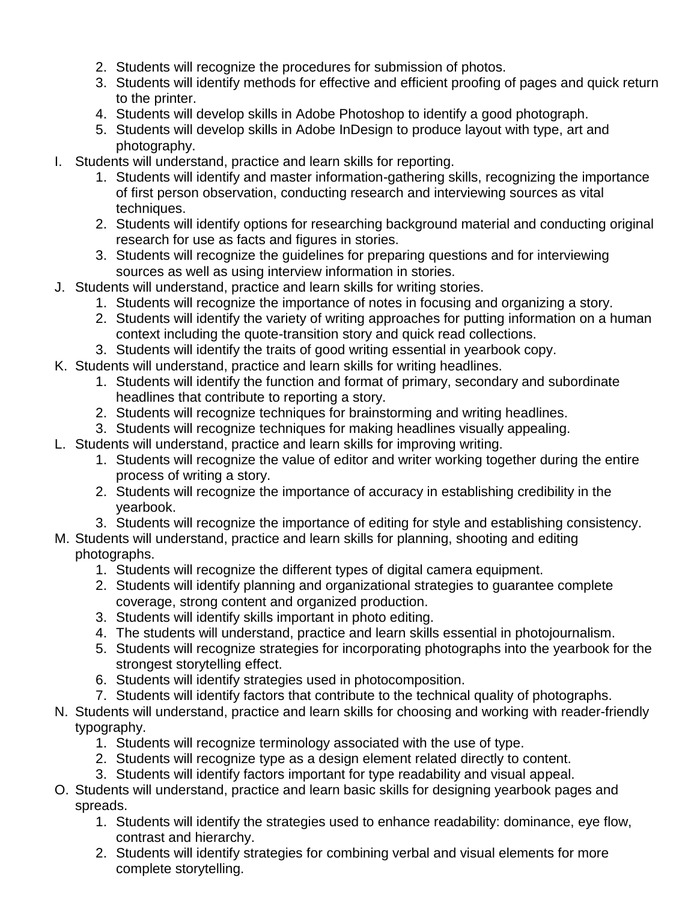2. Students will recognize the procedures for submission of photos.
3. Students will identify methods for effective and efficient proofing of pages and quick return to the printer.
4. Students will develop skills in Adobe Photoshop to identify a good photograph.
5. Students will develop skills in Adobe InDesign to produce layout with type, art and photography.

I. Students will understand, practice and learn skills for reporting.
   1. Students will identify and master information-gathering skills, recognizing the importance of first person observation, conducting research and interviewing sources as vital techniques.
   2. Students will identify options for researching background material and conducting original research for use as facts and figures in stories.
   3. Students will recognize the guidelines for preparing questions and for interviewing sources as well as using interview information in stories.

J. Students will understand, practice and learn skills for writing stories.
   1. Students will recognize the importance of notes in focusing and organizing a story.
   2. Students will identify the variety of writing approaches for putting information on a human context including the quote-transition story and quick read collections.
   3. Students will identify the traits of good writing essential in yearbook copy.

K. Students will understand, practice and learn skills for writing headlines.
   1. Students will identify the function and format of primary, secondary and subordinate headlines that contribute to reporting a story.
   2. Students will recognize techniques for brainstorming and writing headlines.
   3. Students will recognize techniques for making headlines visually appealing.

L. Students will understand, practice and learn skills for improving writing.
   1. Students will recognize the value of editor and writer working together during the entire process of writing a story.
   2. Students will recognize the importance of accuracy in establishing credibility in the yearbook.
   3. Students will recognize the importance of editing for style and establishing consistency.

M. Students will understand, practice and learn skills for planning, shooting and editing photographs.
   1. Students will recognize the different types of digital camera equipment.
   2. Students will identify planning and organizational strategies to guarantee complete coverage, strong content and organized production.
   3. Students will identify skills important in photo editing.
   4. The students will understand, practice and learn skills essential in photojournalism.
   5. Students will recognize strategies for incorporating photographs into the yearbook for the strongest storytelling effect.
   6. Students will identify strategies used in photocomposition.
   7. Students will identify factors that contribute to the technical quality of photographs.

N. Students will understand, practice and learn skills for choosing and working with reader-friendly typography.
   1. Students will recognize terminology associated with the use of type.
   2. Students will recognize type as a design element related directly to content.
   3. Students will identify factors important for type readability and visual appeal.

O. Students will understand, practice and learn basic skills for designing yearbook pages and spreads.
   1. Students will identify the strategies used to enhance readability: dominance, eye flow, contrast and hierarchy.
   2. Students will identify strategies for combining verbal and visual elements for more complete storytelling.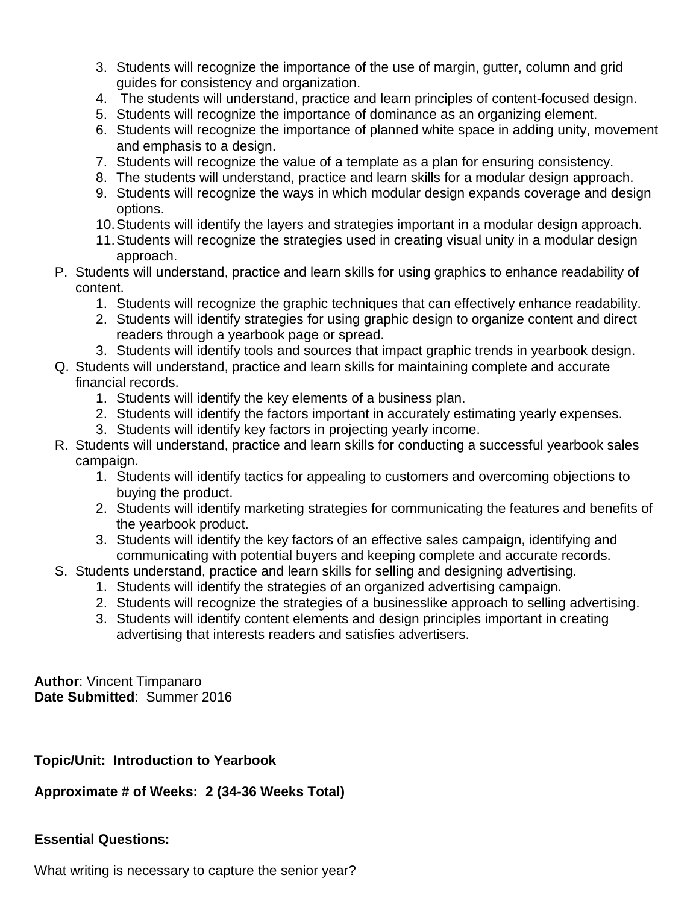3. Students will recognize the importance of the use of margin, gutter, column and grid guides for consistency and organization.
   4. The students will understand, practice and learn principles of content-focused design.
   5. Students will recognize the importance of dominance as an organizing element.
   6. Students will recognize the importance of planned white space in adding unity, movement and emphasis to a design.
   7. Students will recognize the value of a template as a plan for ensuring consistency.
   8. The students will understand, practice and learn skills for a modular design approach.
   9. Students will recognize the ways in which modular design expands coverage and design options.
   10. Students will identify the layers and strategies important in a modular design approach.
   11. Students will recognize the strategies used in creating visual unity in a modular design approach.

P. Students will understand, practice and learn skills for using graphics to enhance readability of content.
   1. Students will recognize the graphic techniques that can effectively enhance readability.
   2. Students will identify strategies for using graphic design to organize content and direct readers through a yearbook page or spread.
   3. Students will identify tools and sources that impact graphic trends in yearbook design.

Q. Students will understand, practice and learn skills for maintaining complete and accurate financial records.
   1. Students will identify the key elements of a business plan.
   2. Students will identify the factors important in accurately estimating yearly expenses.
   3. Students will identify key factors in projecting yearly income.

R. Students will understand, practice and learn skills for conducting a successful yearbook sales campaign.
   1. Students will identify tactics for appealing to customers and overcoming objections to buying the product.
   2. Students will identify marketing strategies for communicating the features and benefits of the yearbook product.
   3. Students will identify the key factors of an effective sales campaign, identifying and communicating with potential buyers and keeping complete and accurate records.

S. Students understand, practice and learn skills for selling and designing advertising.
   1. Students will identify the strategies of an organized advertising campaign.
   2. Students will recognize the strategies of a businesslike approach to selling advertising.
   3. Students will identify content elements and design principles important in creating advertising that interests readers and satisfies advertisers.

**Author**: Vincent Timpanaro
**Date Submitted**: Summer 2016

**Topic/Unit: Introduction to Yearbook**

**Approximate # of Weeks: 2 (34-36 Weeks Total)**

**Essential Questions:**

What writing is necessary to capture the senior year?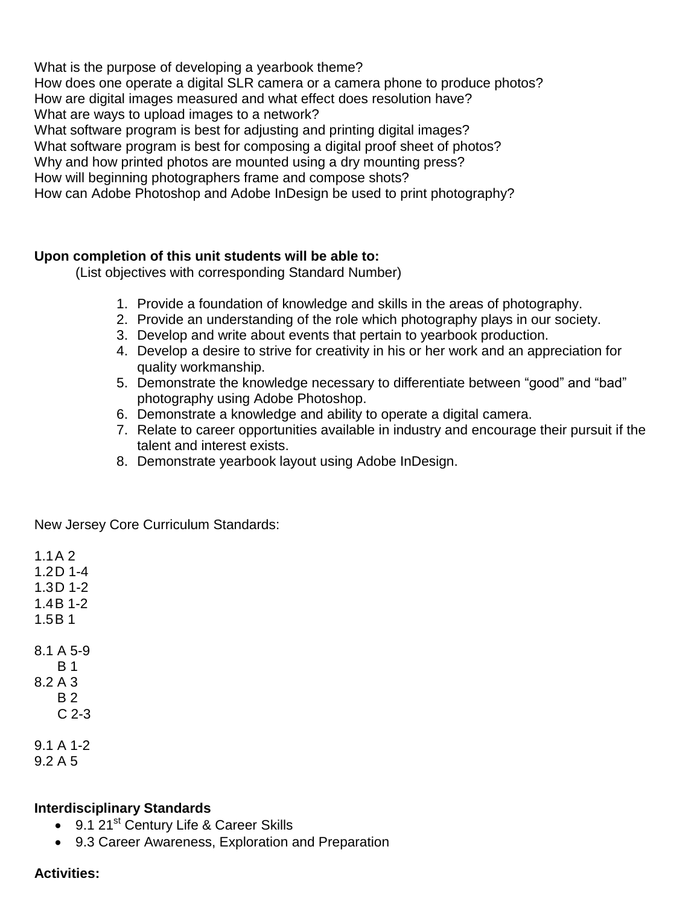What is the purpose of developing a yearbook theme?
How does one operate a digital SLR camera or a camera phone to produce photos?
How are digital images measured and what effect does resolution have?
What are ways to upload images to a network?
What software program is best for adjusting and printing digital images?
What software program is best for composing a digital proof sheet of photos?
Why and how printed photos are mounted using a dry mounting press?
How will beginning photographers frame and compose shots?
How can Adobe Photoshop and Adobe InDesign be used to print photography?

**Upon completion of this unit students will be able to:**
(List objectives with corresponding Standard Number)

1. Provide a foundation of knowledge and skills in the areas of photography.
2. Provide an understanding of the role which photography plays in our society.
3. Develop and write about events that pertain to yearbook production.
4. Develop a desire to strive for creativity in his or her work and an appreciation for quality workmanship.
5. Demonstrate the knowledge necessary to differentiate between "good" and "bad" photography using Adobe Photoshop.
6. Demonstrate a knowledge and ability to operate a digital camera.
7. Relate to career opportunities available in industry and encourage their pursuit if the talent and interest exists.
8. Demonstrate yearbook layout using Adobe InDesign.

New Jersey Core Curriculum Standards:

1.1 A 2
1.2 D 1-4
1.3 D 1-2
1.4 B 1-2
1.5 B 1

8.1 A 5-9
B 1
8.2 A 3
B 2
C 2-3

9.1 A 1-2
9.2 A 5

**Interdisciplinary Standards**

- 9.1 21st Century Life & Career Skills
- 9.3 Career Awareness, Exploration and Preparation

**Activities:**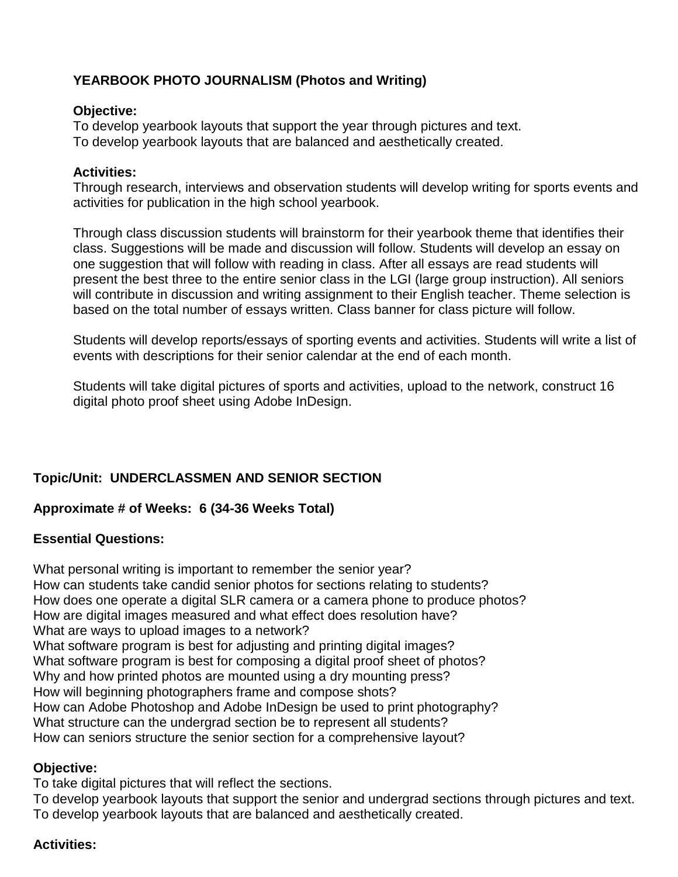**YEARBOOK PHOTO JOURNALISM (Photos and Writing)**

**Objective:**
To develop yearbook layouts that support the year through pictures and text.
To develop yearbook layouts that are balanced and aesthetically created.

**Activities:**
Through research, interviews and observation students will develop writing for sports events and activities for publication in the high school yearbook.

Through class discussion students will brainstorm for their yearbook theme that identifies their class. Suggestions will be made and discussion will follow. Students will develop an essay on one suggestion that will follow with reading in class. After all essays are read students will present the best three to the entire senior class in the LGI (large group instruction). All seniors will contribute in discussion and writing assignment to their English teacher. Theme selection is based on the total number of essays written. Class banner for class picture will follow.

Students will develop reports/essays of sporting events and activities. Students will write a list of events with descriptions for their senior calendar at the end of each month.

Students will take digital pictures of sports and activities, upload to the network, construct 16 digital photo proof sheet using Adobe InDesign.

**Topic/Unit: UNDERCLASSMEN AND SENIOR SECTION**

**Approximate # of Weeks: 6 (34-36 Weeks Total)**

**Essential Questions:**

What personal writing is important to remember the senior year?
How can students take candid senior photos for sections relating to students?
How does one operate a digital SLR camera or a camera phone to produce photos?
How are digital images measured and what effect does resolution have?
What are ways to upload images to a network?
What software program is best for adjusting and printing digital images?
What software program is best for composing a digital proof sheet of photos?
Why and how printed photos are mounted using a dry mounting press?
How will beginning photographers frame and compose shots?
How can Adobe Photoshop and Adobe InDesign be used to print photography?
What structure can the undergrad section be to represent all students?
How can seniors structure the senior section for a comprehensive layout?

**Objective:**
To take digital pictures that will reflect the sections.
To develop yearbook layouts that support the senior and undergrad sections through pictures and text.
To develop yearbook layouts that are balanced and aesthetically created.

**Activities:**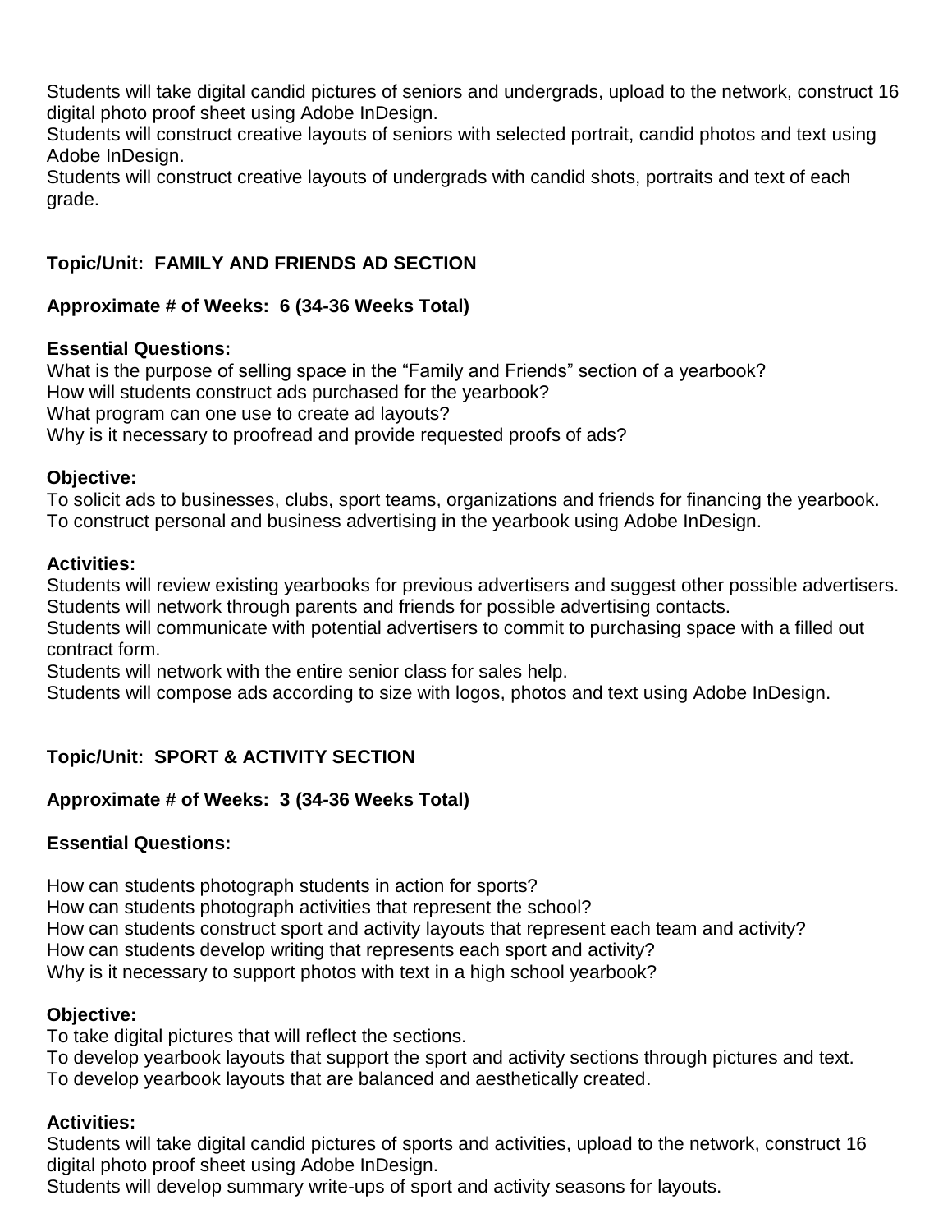Students will take digital candid pictures of seniors and undergrads, upload to the network, construct 16 digital photo proof sheet using Adobe InDesign.
Students will construct creative layouts of seniors with selected portrait, candid photos and text using Adobe InDesign.
Students will construct creative layouts of undergrads with candid shots, portraits and text of each grade.

**Topic/Unit: FAMILY AND FRIENDS AD SECTION**

**Approximate # of Weeks: 6 (34-36 Weeks Total)**

**Essential Questions:**
What is the purpose of selling space in the "Family and Friends" section of a yearbook?
How will students construct ads purchased for the yearbook?
What program can one use to create ad layouts?
Why is it necessary to proofread and provide requested proofs of ads?

**Objective:**
To solicit ads to businesses, clubs, sport teams, organizations and friends for financing the yearbook.
To construct personal and business advertising in the yearbook using Adobe InDesign.

**Activities:**
Students will review existing yearbooks for previous advertisers and suggest other possible advertisers.
Students will network through parents and friends for possible advertising contacts.
Students will communicate with potential advertisers to commit to purchasing space with a filled out contract form.
Students will network with the entire senior class for sales help.
Students will compose ads according to size with logos, photos and text using Adobe InDesign.

**Topic/Unit: SPORT & ACTIVITY SECTION**

**Approximate # of Weeks: 3 (34-36 Weeks Total)**

**Essential Questions:**

How can students photograph students in action for sports?
How can students photograph activities that represent the school?
How can students construct sport and activity layouts that represent each team and activity?
How can students develop writing that represents each sport and activity?
Why is it necessary to support photos with text in a high school yearbook?

**Objective:**
To take digital pictures that will reflect the sections.
To develop yearbook layouts that support the sport and activity sections through pictures and text.
To develop yearbook layouts that are balanced and aesthetically created.

**Activities:**
Students will take digital candid pictures of sports and activities, upload to the network, construct 16 digital photo proof sheet using Adobe InDesign.
Students will develop summary write-ups of sport and activity seasons for layouts.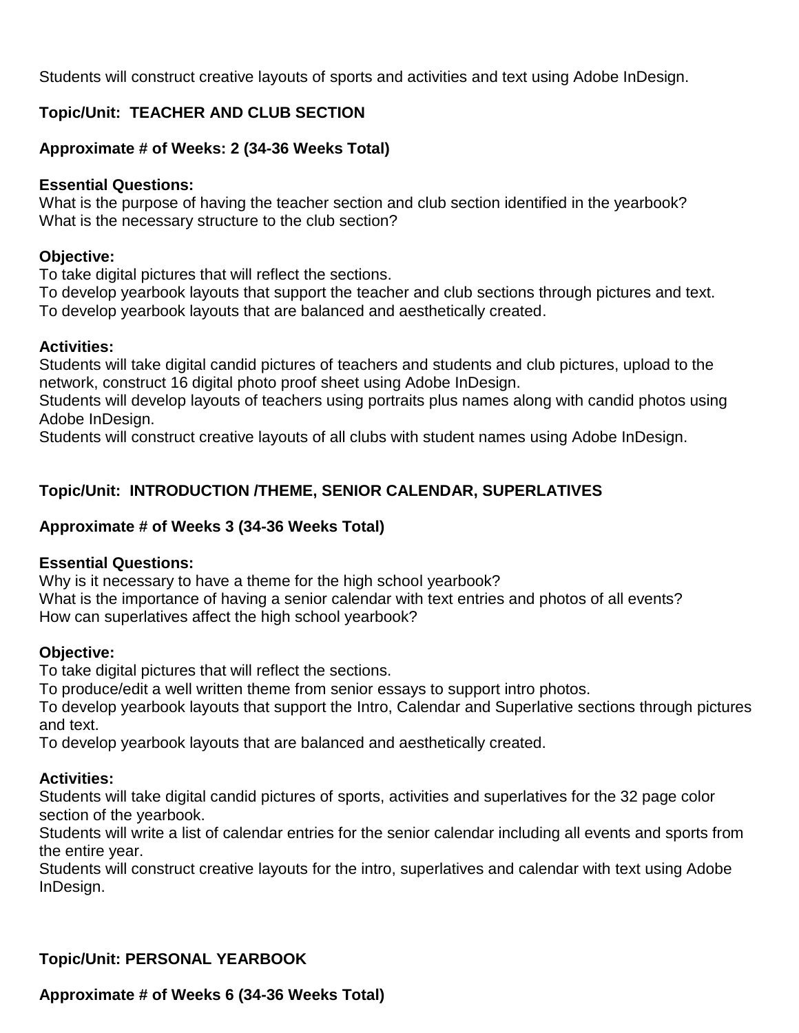Students will construct creative layouts of sports and activities and text using Adobe InDesign.

**Topic/Unit: TEACHER AND CLUB SECTION**

**Approximate # of Weeks: 2 (34-36 Weeks Total)**

**Essential Questions:**
What is the purpose of having the teacher section and club section identified in the yearbook?
What is the necessary structure to the club section?

**Objective:**
To take digital pictures that will reflect the sections.
To develop yearbook layouts that support the teacher and club sections through pictures and text.
To develop yearbook layouts that are balanced and aesthetically created.

**Activities:**
Students will take digital candid pictures of teachers and students and club pictures, upload to the network, construct 16 digital photo proof sheet using Adobe InDesign.
Students will develop layouts of teachers using portraits plus names along with candid photos using Adobe InDesign.
Students will construct creative layouts of all clubs with student names using Adobe InDesign.

**Topic/Unit: INTRODUCTION /THEME, SENIOR CALENDAR, SUPERLATIVES**

**Approximate # of Weeks 3 (34-36 Weeks Total)**

**Essential Questions:**
Why is it necessary to have a theme for the high school yearbook?
What is the importance of having a senior calendar with text entries and photos of all events?
How can superlatives affect the high school yearbook?

**Objective:**
To take digital pictures that will reflect the sections.
To produce/edit a well written theme from senior essays to support intro photos.
To develop yearbook layouts that support the Intro, Calendar and Superlative sections through pictures and text.
To develop yearbook layouts that are balanced and aesthetically created.

**Activities:**
Students will take digital candid pictures of sports, activities and superlatives for the 32 page color section of the yearbook.
Students will write a list of calendar entries for the senior calendar including all events and sports from the entire year.
Students will construct creative layouts for the intro, superlatives and calendar with text using Adobe InDesign.

**Topic/Unit: PERSONAL YEARBOOK**

**Approximate # of Weeks 6 (34-36 Weeks Total)**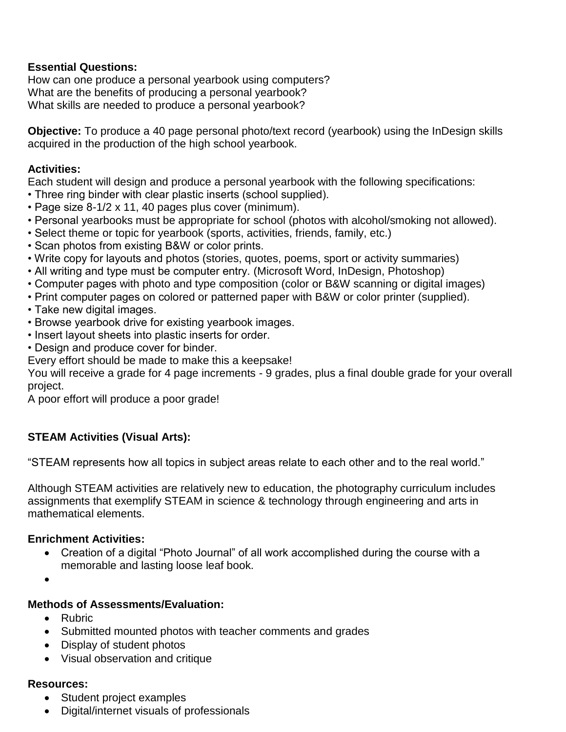**Essential Questions:**
How can one produce a personal yearbook using computers?
What are the benefits of producing a personal yearbook?
What skills are needed to produce a personal yearbook?

**Objective:** To produce a 40 page personal photo/text record (yearbook) using the InDesign skills acquired in the production of the high school yearbook.

**Activities:**
Each student will design and produce a personal yearbook with the following specifications:
- Three ring binder with clear plastic inserts (school supplied).
- Page size 8-1/2 x 11, 40 pages plus cover (minimum).
- Personal yearbooks must be appropriate for school (photos with alcohol/smoking not allowed).
- Select theme or topic for yearbook (sports, activities, friends, family, etc.)
- Scan photos from existing B&W or color prints.
- Write copy for layouts and photos (stories, quotes, poems, sport or activity summaries)
- All writing and type must be computer entry. (Microsoft Word, InDesign, Photoshop)
- Computer pages with photo and type composition (color or B&W scanning or digital images)
- Print computer pages on colored or patterned paper with B&W or color printer (supplied).
- Take new digital images.
- Browse yearbook drive for existing yearbook images.
- Insert layout sheets into plastic inserts for order.
- Design and produce cover for binder.

Every effort should be made to make this a keepsake!
You will receive a grade for 4 page increments - 9 grades, plus a final double grade for your overall project.
A poor effort will produce a poor grade!

**STEAM Activities (Visual Arts):**

"STEAM represents how all topics in subject areas relate to each other and to the real world."

Although STEAM activities are relatively new to education, the photography curriculum includes assignments that exemplify STEAM in science & technology through engineering and arts in mathematical elements.

**Enrichment Activities:**
- Creation of a digital "Photo Journal" of all work accomplished during the course with a memorable and lasting loose leaf book.

**Methods of Assessments/Evaluation:**
- Rubric
- Submitted mounted photos with teacher comments and grades
- Display of student photos
- Visual observation and critique

**Resources:**
- Student project examples
- Digital/internet visuals of professionals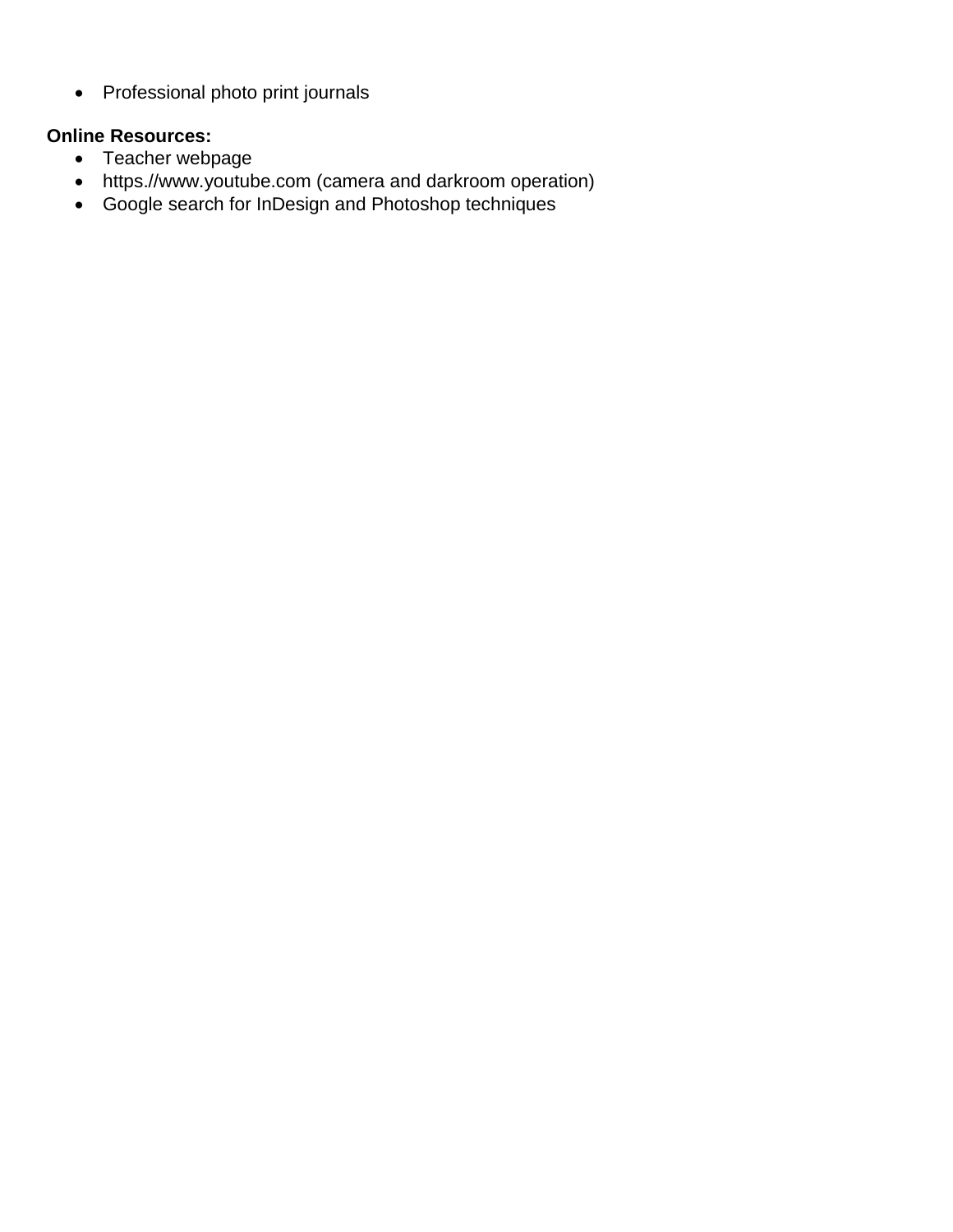- Professional photo print journals

**Online Resources:**

- Teacher webpage
- https.//www.youtube.com (camera and darkroom operation)
- Google search for InDesign and Photoshop techniques